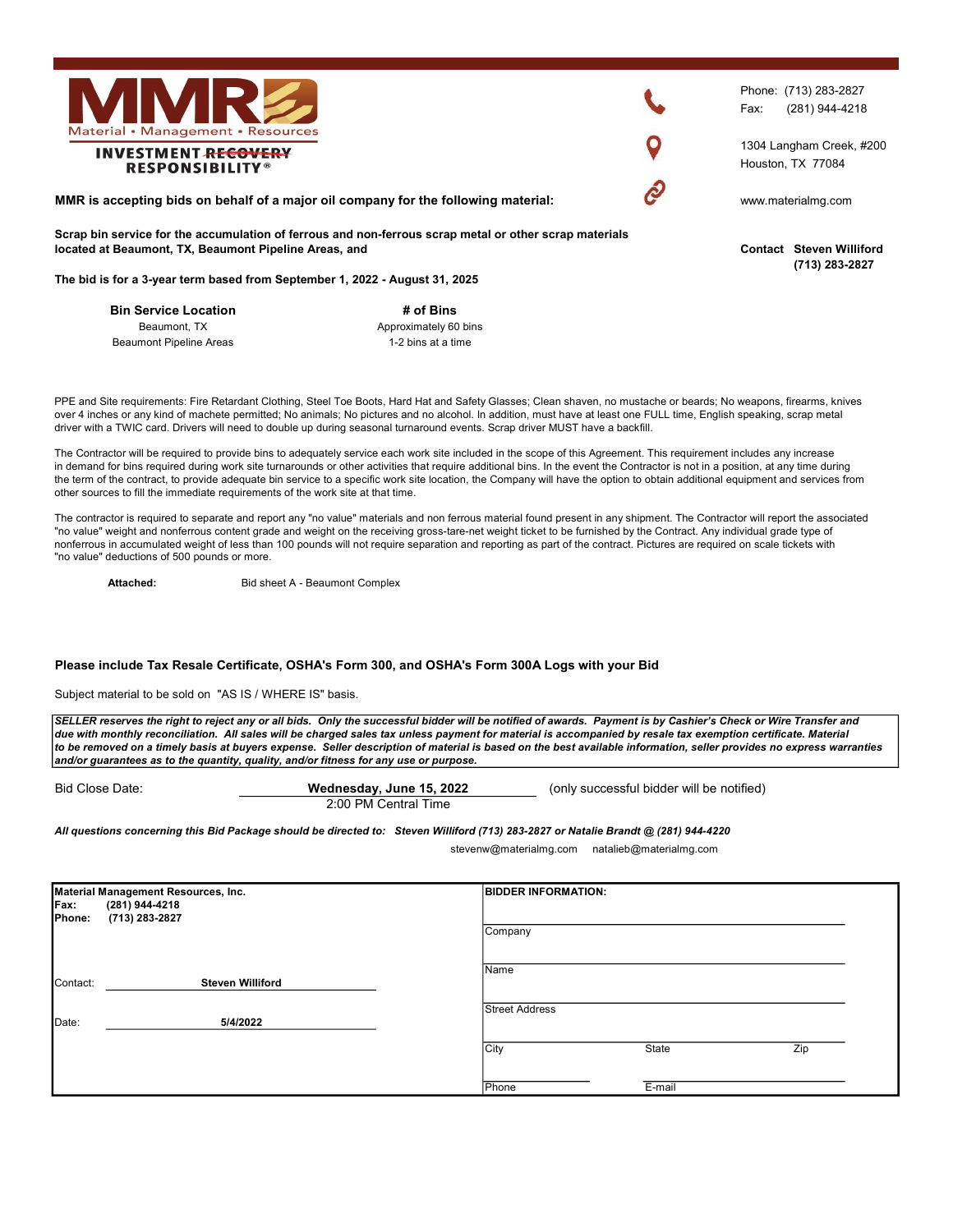**MMR**
Material • Management • Resources
INVESTMENT ~~RECOVERY~~ RESPONSIBILITY®

Phone: (713) 283-2827
Fax: (281) 944-4218

1304 Langham Creek, #200
Houston, TX 77084

www.materialmg.com

**Contact Steven Williford (713) 283-2827**

**MMR is accepting bids on behalf of a major oil company for the following material:**

**Scrap bin service for the accumulation of ferrous and non-ferrous scrap metal or other scrap materials located at Beaumont, TX, Beaumont Pipeline Areas, and**

**The bid is for a 3-year term based from September 1, 2022 - August 31, 2025**

| Bin Service Location | # of Bins |
|---|---|
| Beaumont, TX | Approximately 60 bins |
| Beaumont Pipeline Areas | 1-2 bins at a time |

PPE and Site requirements: Fire Retardant Clothing, Steel Toe Boots, Hard Hat and Safety Glasses; Clean shaven, no mustache or beards; No weapons, firearms, knives over 4 inches or any kind of machete permitted; No animals; No pictures and no alcohol. In addition, must have at least one FULL time, English speaking, scrap metal driver with a TWIC card. Drivers will need to double up during seasonal turnaround events. Scrap driver MUST have a backfill.

The Contractor will be required to provide bins to adequately service each work site included in the scope of this Agreement. This requirement includes any increase in demand for bins required during work site turnarounds or other activities that require additional bins. In the event the Contractor is not in a position, at any time during the term of the contract, to provide adequate bin service to a specific work site location, the Company will have the option to obtain additional equipment and services from other sources to fill the immediate requirements of the work site at that time.

The contractor is required to separate and report any "no value" materials and non ferrous material found present in any shipment. The Contractor will report the associated "no value" weight and nonferrous content grade and weight on the receiving gross-tare-net weight ticket to be furnished by the Contract. Any individual grade type of nonferrous in accumulated weight of less than 100 pounds will not require separation and reporting as part of the contract. Pictures are required on scale tickets with "no value" deductions of 500 pounds or more.

**Attached:** Bid sheet A - Beaumont Complex

**Please include Tax Resale Certificate, OSHA's Form 300, and OSHA's Form 300A Logs with your Bid**

Subject material to be sold on "AS IS / WHERE IS" basis.

***SELLER reserves the right to reject any or all bids. Only the successful bidder will be notified of awards. Payment is by Cashier's Check or Wire Transfer and due with monthly reconciliation. All sales will be charged sales tax unless payment for material is accompanied by resale tax exemption certificate. Material to be removed on a timely basis at buyers expense. Seller description of material is based on the best available information, seller provides no express warranties and/or guarantees as to the quantity, quality, and/or fitness for any use or purpose.***

Bid Close Date: **Wednesday, June 15, 2022** (only successful bidder will be notified)
2:00 PM Central Time

***All questions concerning this Bid Package should be directed to: Steven Williford (713) 283-2827 or Natalie Brandt @ (281) 944-4220***
stevenw@materialmg.com natalieb@materialmg.com

| **Material Management Resources, Inc.** | **BIDDER INFORMATION:** |
|---|---|
| **Fax:** **(281) 944-4218** | Company |
| **Phone:** **(713) 283-2827** | Name |
| Contact: **Steven Williford** | Street Address |
| Date: **5/4/2022** | City State Zip |
| | Phone E-mail |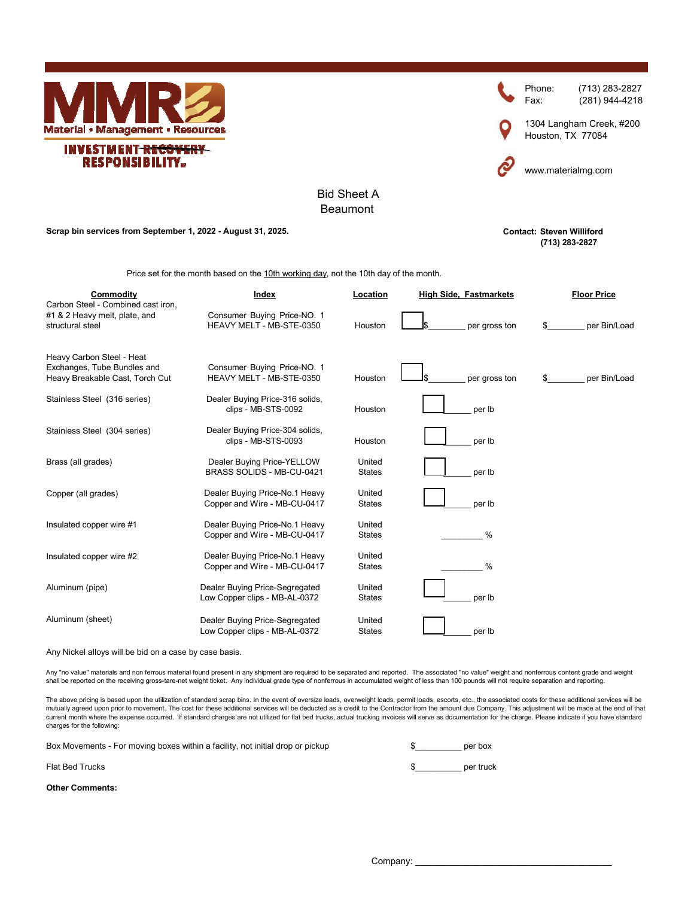Material • Management • Resources

INVESTMENT ~~RECOVERY~~ RESPONSIBILITY.

Phone: (713) 283-2827
Fax: (281) 944-4218

1304 Langham Creek, #200
Houston, TX 77084

www.materialmg.com

## Bid Sheet A
## Beaumont

**Scrap bin services from September 1, 2022 - August 31, 2025.**

**Contact: Steven Williford (713) 283-2827**

Price set for the month based on the 10th working day, not the 10th day of the month.

| Commodity | Index | Location | High Side, Fastmarkets | Floor Price |
|---|---|---|---|---|
| Carbon Steel - Combined cast iron, #1 & 2 Heavy melt, plate, and structural steel | Consumer Buying Price-NO. 1 HEAVY MELT - MB-STE-0350 | Houston | $________ per gross ton | $________ per Bin/Load |
| Heavy Carbon Steel - Heat Exchanges, Tube Bundles and Heavy Breakable Cast, Torch Cut | Consumer Buying Price-NO. 1 HEAVY MELT - MB-STE-0350 | Houston | $________ per gross ton | $________ per Bin/Load |
| Stainless Steel (316 series) | Dealer Buying Price-316 solids, clips - MB-STS-0092 | Houston | ______ per lb | |
| Stainless Steel (304 series) | Dealer Buying Price-304 solids, clips - MB-STS-0093 | Houston | ______ per lb | |
| Brass (all grades) | Dealer Buying Price-YELLOW BRASS SOLIDS - MB-CU-0421 | United States | ______ per lb | |
| Copper (all grades) | Dealer Buying Price-No.1 Heavy Copper and Wire - MB-CU-0417 | United States | ______ per lb | |
| Insulated copper wire #1 | Dealer Buying Price-No.1 Heavy Copper and Wire - MB-CU-0417 | United States | _________ % | |
| Insulated copper wire #2 | Dealer Buying Price-No.1 Heavy Copper and Wire - MB-CU-0417 | United States | _________ % | |
| Aluminum (pipe) | Dealer Buying Price-Segregated Low Copper clips - MB-AL-0372 | United States | ______ per lb | |
| Aluminum (sheet) | Dealer Buying Price-Segregated Low Copper clips - MB-AL-0372 | United States | ______ per lb | |

Any Nickel alloys will be bid on a case by case basis.

Any "no value" materials and non ferrous material found present in any shipment are required to be separated and reported. The associated "no value" weight and nonferrous content grade and weight shall be reported on the receiving gross-tare-net weight ticket. Any individual grade type of nonferrous in accumulated weight of less than 100 pounds will not require separation and reporting.

The above pricing is based upon the utilization of standard scrap bins. In the event of oversize loads, overweight loads, permit loads, escorts, etc., the associated costs for these additional services will be mutually agreed upon prior to movement. The cost for these additional services will be deducted as a credit to the Contractor from the amount due Company. This adjustment will be made at the end of that current month where the expense occurred. If standard charges are not utilized for flat bed trucks, actual trucking invoices will serve as documentation for the charge. Please indicate if you have standard charges for the following:

Box Movements - For moving boxes within a facility, not initial drop or pickup $__________ per box

Flat Bed Trucks $__________ per truck

**Other Comments:**

Company: ________________________________________